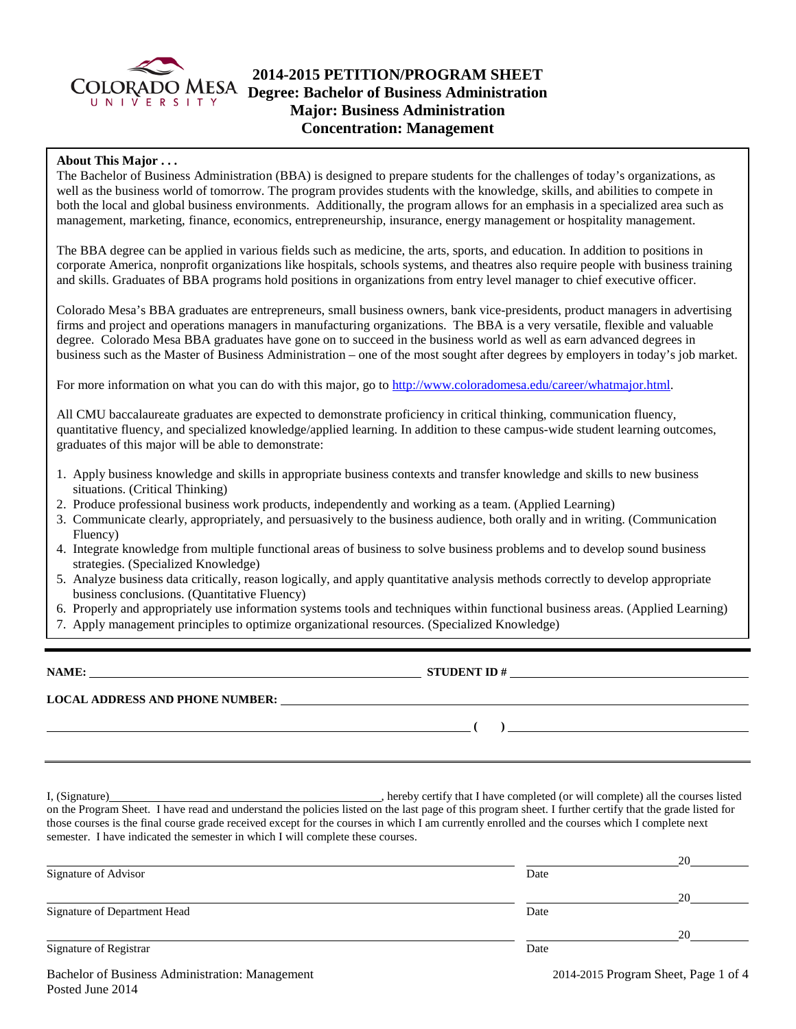# 2014-2015 PETITION/PROGRAM SHEET
## Degree: Bachelor of Business Administration
## Major: Business Administration
## Concentration: Management

**About This Major . . .**

The Bachelor of Business Administration (BBA) is designed to prepare students for the challenges of today's organizations, as well as the business world of tomorrow. The program provides students with the knowledge, skills, and abilities to compete in both the local and global business environments. Additionally, the program allows for an emphasis in a specialized area such as management, marketing, finance, economics, entrepreneurship, insurance, energy management or hospitality management.

The BBA degree can be applied in various fields such as medicine, the arts, sports, and education. In addition to positions in corporate America, nonprofit organizations like hospitals, schools systems, and theatres also require people with business training and skills. Graduates of BBA programs hold positions in organizations from entry level manager to chief executive officer.

Colorado Mesa's BBA graduates are entrepreneurs, small business owners, bank vice-presidents, product managers in advertising firms and project and operations managers in manufacturing organizations. The BBA is a very versatile, flexible and valuable degree. Colorado Mesa BBA graduates have gone on to succeed in the business world as well as earn advanced degrees in business such as the Master of Business Administration – one of the most sought after degrees by employers in today's job market.

For more information on what you can do with this major, go to http://www.coloradomesa.edu/career/whatmajor.html.

All CMU baccalaureate graduates are expected to demonstrate proficiency in critical thinking, communication fluency, quantitative fluency, and specialized knowledge/applied learning. In addition to these campus-wide student learning outcomes, graduates of this major will be able to demonstrate:

1. Apply business knowledge and skills in appropriate business contexts and transfer knowledge and skills to new business situations. (Critical Thinking)
2. Produce professional business work products, independently and working as a team. (Applied Learning)
3. Communicate clearly, appropriately, and persuasively to the business audience, both orally and in writing. (Communication Fluency)
4. Integrate knowledge from multiple functional areas of business to solve business problems and to develop sound business strategies. (Specialized Knowledge)
5. Analyze business data critically, reason logically, and apply quantitative analysis methods correctly to develop appropriate business conclusions. (Quantitative Fluency)
6. Properly and appropriately use information systems tools and techniques within functional business areas. (Applied Learning)
7. Apply management principles to optimize organizational resources. (Specialized Knowledge)

---

**NAME:** ______________________________ **STUDENT ID #** ______________________________

**LOCAL ADDRESS AND PHONE NUMBER:** ______________________________

______________________________ **(     )** ______________________________

---

I, (Signature)______________________________, hereby certify that I have completed (or will complete) all the courses listed on the Program Sheet. I have read and understand the policies listed on the last page of this program sheet. I further certify that the grade listed for those courses is the final course grade received except for the courses in which I am currently enrolled and the courses which I complete next semester. I have indicated the semester in which I will complete these courses.

______________________________ ______________ 20______
Signature of Advisor Date

______________________________ ______________ 20______
Signature of Department Head Date

______________________________ ______________ 20______
Signature of Registrar Date

Bachelor of Business Administration: Management
Posted June 2014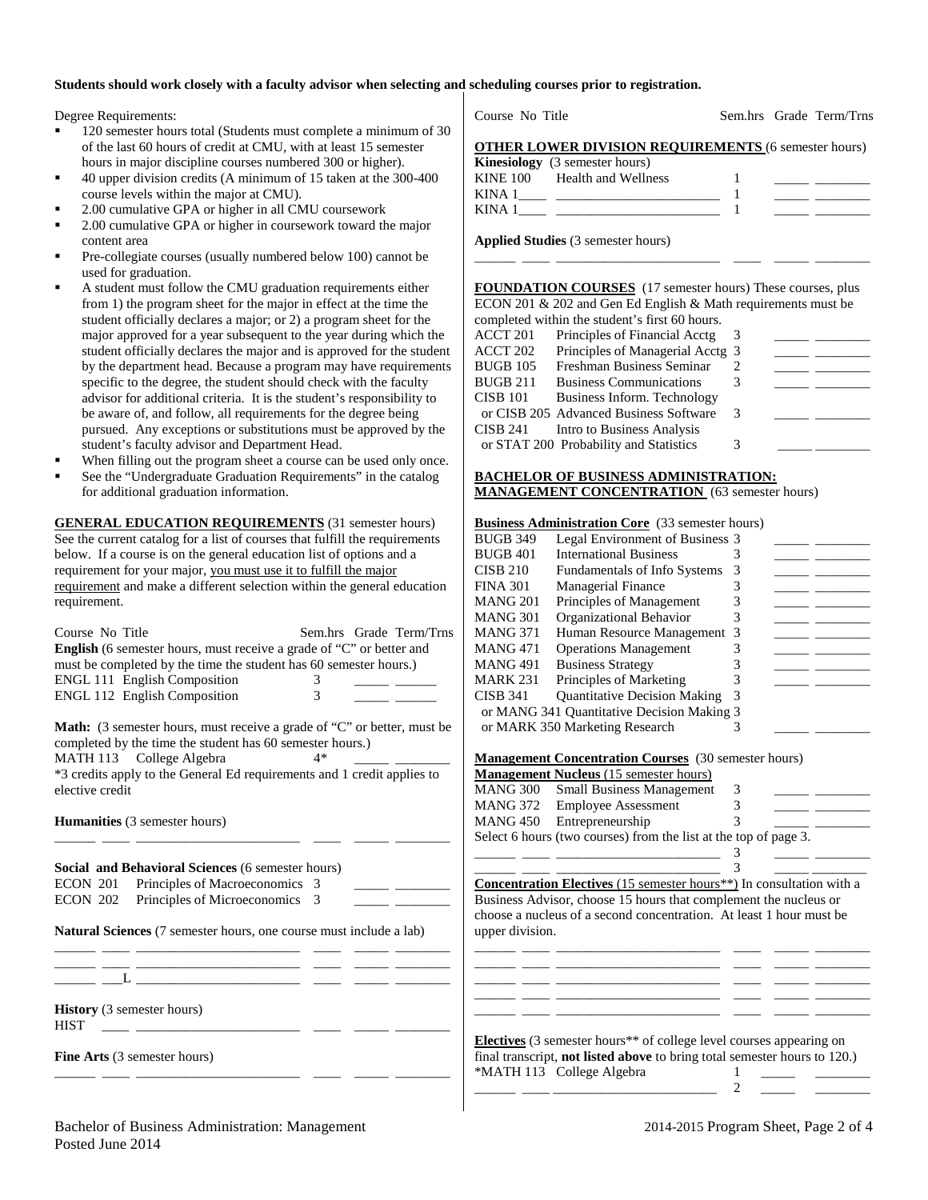**Students should work closely with a faculty advisor when selecting and scheduling courses prior to registration.**

Degree Requirements:

- 120 semester hours total (Students must complete a minimum of 30 of the last 60 hours of credit at CMU, with at least 15 semester hours in major discipline courses numbered 300 or higher).
- 40 upper division credits (A minimum of 15 taken at the 300-400 course levels within the major at CMU).
- 2.00 cumulative GPA or higher in all CMU coursework
- 2.00 cumulative GPA or higher in coursework toward the major content area
- Pre-collegiate courses (usually numbered below 100) cannot be used for graduation.
- A student must follow the CMU graduation requirements either from 1) the program sheet for the major in effect at the time the student officially declares a major; or 2) a program sheet for the major approved for a year subsequent to the year during which the student officially declares the major and is approved for the student by the department head. Because a program may have requirements specific to the degree, the student should check with the faculty advisor for additional criteria. It is the student's responsibility to be aware of, and follow, all requirements for the degree being pursued. Any exceptions or substitutions must be approved by the student's faculty advisor and Department Head.
- When filling out the program sheet a course can be used only once.
- See the "Undergraduate Graduation Requirements" in the catalog for additional graduation information.

**GENERAL EDUCATION REQUIREMENTS** (31 semester hours) See the current catalog for a list of courses that fulfill the requirements below. If a course is on the general education list of options and a requirement for your major, you must use it to fulfill the major requirement and make a different selection within the general education requirement.

| Course No | Title | Sem.hrs | Grade | Term/Trns |
|---|---|---|---|---|
| **English** (6 semester hours, must receive a grade of "C" or better and must be completed by the time the student has 60 semester hours.) | | | | |
| ENGL 111 | English Composition | 3 | _____ | ______ |
| ENGL 112 | English Composition | 3 | _____ | ______ |
| **Math:** (3 semester hours, must receive a grade of "C" or better, must be completed by the time the student has 60 semester hours.) | | | | |
| MATH 113 | College Algebra | 4* | _____ | ________ |

*3 credits apply to the General Ed requirements and 1 credit applies to elective credit

| Course No | Title | Sem.hrs | Grade | Term/Trns |
|---|---|---|---|---|
| **Humanities** (3 semester hours) | | | | |
| ______ ____ | ________________________ | ____ | _____ | ________ |
| **Social and Behavioral Sciences** (6 semester hours) | | | | |
| ECON 201 | Principles of Macroeconomics | 3 | _____ | ________ |
| ECON 202 | Principles of Microeconomics | 3 | _____ | ________ |
| **Natural Sciences** (7 semester hours, one course must include a lab) | | | | |
| ______ ____ | ________________________ | ____ | _____ | ________ |
| ______ ____ | ________________________ | ____ | _____ | ________ |
| ______ ___L | ________________________ | ____ | _____ | ________ |
| **History** (3 semester hours) | | | | |
| HIST ____ | ________________________ | ____ | _____ | ________ |
| **Fine Arts** (3 semester hours) | | | | |
| ______ ____ | ________________________ | ____ | _____ | ________ |

| Course No | Title | Sem.hrs | Grade | Term/Trns |
|---|---|---|---|---|
| **OTHER LOWER DIVISION REQUIREMENTS** (6 semester hours) | | | | |
| **Kinesiology** (3 semester hours) | | | | |
| KINE 100 | Health and Wellness | 1 | _____ | ________ |
| KINA 1____ | ________________________ | 1 | _____ | ________ |
| KINA 1____ | ________________________ | 1 | _____ | ________ |
| **Applied Studies** (3 semester hours) | | | | |
| ______ ____ | ________________________ | ____ | _____ | ________ |

**FOUNDATION COURSES** (17 semester hours) These courses, plus ECON 201 & 202 and Gen Ed English & Math requirements must be completed within the student's first 60 hours.

| Course No | Title | Sem.hrs | Grade | Term/Trns |
|---|---|---|---|---|
| ACCT 201 | Principles of Financial Acctg | 3 | _____ | ________ |
| ACCT 202 | Principles of Managerial Acctg | 3 | _____ | ________ |
| BUGB 105 | Freshman Business Seminar | 2 | _____ | ________ |
| BUGB 211 | Business Communications | 3 | _____ | ________ |
| CISB 101 or CISB 205 | Business Inform. Technology or Advanced Business Software | 3 | _____ | ________ |
| CISB 241 or STAT 200 | Intro to Business Analysis or Probability and Statistics | 3 | _____ | ________ |

**BACHELOR OF BUSINESS ADMINISTRATION: MANAGEMENT CONCENTRATION** (63 semester hours)

**Business Administration Core** (33 semester hours)

| Course No | Title | Sem.hrs | Grade | Term/Trns |
|---|---|---|---|---|
| BUGB 349 | Legal Environment of Business | 3 | _____ | ________ |
| BUGB 401 | International Business | 3 | _____ | ________ |
| CISB 210 | Fundamentals of Info Systems | 3 | _____ | ________ |
| FINA 301 | Managerial Finance | 3 | _____ | ________ |
| MANG 201 | Principles of Management | 3 | _____ | ________ |
| MANG 301 | Organizational Behavior | 3 | _____ | ________ |
| MANG 371 | Human Resource Management | 3 | _____ | ________ |
| MANG 471 | Operations Management | 3 | _____ | ________ |
| MANG 491 | Business Strategy | 3 | _____ | ________ |
| MARK 231 | Principles of Marketing | 3 | _____ | ________ |
| CISB 341 or MANG 341 or MARK 350 | Quantitative Decision Making or Quantitative Decision Making or Marketing Research | 3 | _____ | ________ |

**Management Concentration Courses** (30 semester hours)

**Management Nucleus** (15 semester hours)

| Course No | Title | Sem.hrs | Grade | Term/Trns |
|---|---|---|---|---|
| MANG 300 | Small Business Management | 3 | _____ | ________ |
| MANG 372 | Employee Assessment | 3 | _____ | ________ |
| MANG 450 | Entrepreneurship | 3 | _____ | ________ |
| Select 6 hours (two courses) from the list at the top of page 3. | | | | |
| ______ ____ | ________________________ | 3 | _____ | ________ |
| ______ ____ | ________________________ | 3 | _____ | ________ |

**Concentration Electives** (15 semester hours**) In consultation with a Business Advisor, choose 15 hours that complement the nucleus or choose a nucleus of a second concentration. At least 1 hour must be upper division.

| Course No | Title | Sem.hrs | Grade | Term/Trns |
|---|---|---|---|---|
| ______ ____ | ________________________ | ____ | _____ | ________ |
| ______ ____ | ________________________ | ____ | _____ | ________ |
| ______ ____ | ________________________ | ____ | _____ | ________ |
| ______ ____ | ________________________ | ____ | _____ | ________ |
| ______ ____ | ________________________ | ____ | _____ | ________ |

**Electives** (3 semester hours** of college level courses appearing on final transcript, **not listed above** to bring total semester hours to 120.)

| Course No | Title | Sem.hrs | Grade | Term/Trns |
|---|---|---|---|---|
| *MATH 113 | College Algebra | 1 | _____ | ________ |
| ______ ____ | ________________________ | 2 | _____ | ________ |

Bachelor of Business Administration: Management
Posted June 2014

2014-2015 Program Sheet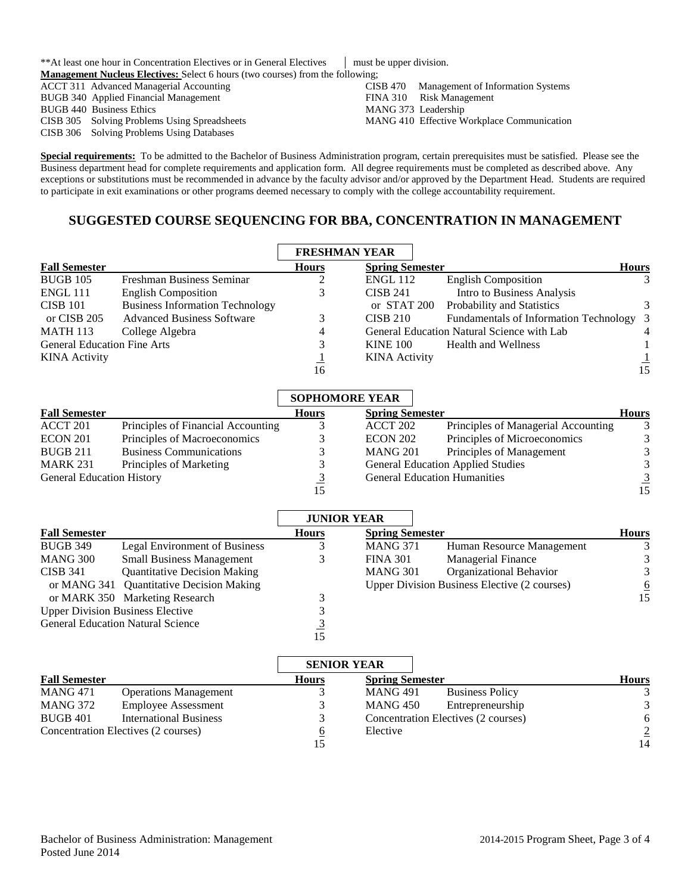**At least one hour in Concentration Electives or in General Electives must be upper division.

**Management Nucleus Electives:** Select 6 hours (two courses) from the following;

- ACCT 311 Advanced Managerial Accounting
- BUGB 340 Applied Financial Management
- BUGB 440 Business Ethics
- CISB 305 Solving Problems Using Spreadsheets
- CISB 306 Solving Problems Using Databases
- CISB 470 Management of Information Systems
- FINA 310 Risk Management
- MANG 373 Leadership
- MANG 410 Effective Workplace Communication

**Special requirements:** To be admitted to the Bachelor of Business Administration program, certain prerequisites must be satisfied. Please see the Business department head for complete requirements and application form. All degree requirements must be completed as described above. Any exceptions or substitutions must be recommended in advance by the faculty advisor and/or approved by the Department Head. Students are required to participate in exit examinations or other programs deemed necessary to comply with the college accountability requirement.

## SUGGESTED COURSE SEQUENCING FOR BBA, CONCENTRATION IN MANAGEMENT

### FRESHMAN YEAR

| Fall Semester | | Hours | Spring Semester | | Hours |
|---|---|---|---|---|---|
| BUGB 105 | Freshman Business Seminar | 2 | ENGL 112 | English Composition | 3 |
| ENGL 111 | English Composition | 3 | CISB 241 | Intro to Business Analysis | |
| CISB 101 | Business Information Technology | | or STAT 200 | Probability and Statistics | 3 |
| or CISB 205 | Advanced Business Software | 3 | CISB 210 | Fundamentals of Information Technology | 3 |
| MATH 113 | College Algebra | 4 | General Education Natural Science with Lab | | 4 |
| General Education Fine Arts | | 3 | KINE 100 | Health and Wellness | 1 |
| KINA Activity | | 1 | KINA Activity | | 1 |
| | | 16 | | | 15 |

### SOPHOMORE YEAR

| Fall Semester | | Hours | Spring Semester | | Hours |
|---|---|---|---|---|---|
| ACCT 201 | Principles of Financial Accounting | 3 | ACCT 202 | Principles of Managerial Accounting | 3 |
| ECON 201 | Principles of Macroeconomics | 3 | ECON 202 | Principles of Microeconomics | 3 |
| BUGB 211 | Business Communications | 3 | MANG 201 | Principles of Management | 3 |
| MARK 231 | Principles of Marketing | 3 | General Education Applied Studies | | 3 |
| General Education History | | 3 | General Education Humanities | | 3 |
| | | 15 | | | 15 |

### JUNIOR YEAR

| Fall Semester | | Hours | Spring Semester | | Hours |
|---|---|---|---|---|---|
| BUGB 349 | Legal Environment of Business | 3 | MANG 371 | Human Resource Management | 3 |
| MANG 300 | Small Business Management | 3 | FINA 301 | Managerial Finance | 3 |
| CISB 341 | Quantitative Decision Making | | MANG 301 | Organizational Behavior | 3 |
| or MANG 341 | Quantitative Decision Making | | Upper Division Business Elective (2 courses) | | 6 |
| or MARK 350 | Marketing Research | 3 | | | 15 |
| Upper Division Business Elective | | 3 | | | |
| General Education Natural Science | | 3 | | | |
| | | 15 | | | |

### SENIOR YEAR

| Fall Semester | | Hours | Spring Semester | | Hours |
|---|---|---|---|---|---|
| MANG 471 | Operations Management | 3 | MANG 491 | Business Policy | 3 |
| MANG 372 | Employee Assessment | 3 | MANG 450 | Entrepreneurship | 3 |
| BUGB 401 | International Business | 3 | Concentration Electives (2 courses) | | 6 |
| Concentration Electives (2 courses) | | 6 | Elective | | 2 |
| | | 15 | | | 14 |

Bachelor of Business Administration: Management
Posted June 2014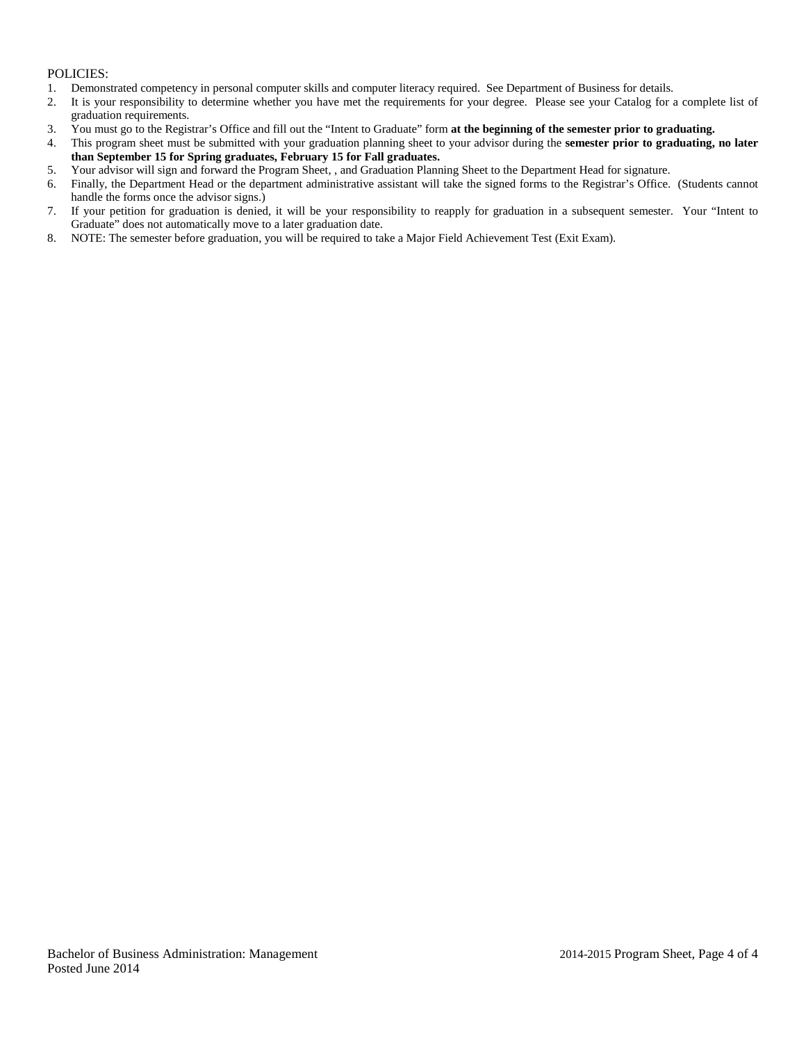POLICIES:

1. Demonstrated competency in personal computer skills and computer literacy required. See Department of Business for details.
2. It is your responsibility to determine whether you have met the requirements for your degree. Please see your Catalog for a complete list of graduation requirements.
3. You must go to the Registrar's Office and fill out the "Intent to Graduate" form **at the beginning of the semester prior to graduating.**
4. This program sheet must be submitted with your graduation planning sheet to your advisor during the **semester prior to graduating, no later than September 15 for Spring graduates, February 15 for Fall graduates.**
5. Your advisor will sign and forward the Program Sheet, , and Graduation Planning Sheet to the Department Head for signature.
6. Finally, the Department Head or the department administrative assistant will take the signed forms to the Registrar's Office. (Students cannot handle the forms once the advisor signs.)
7. If your petition for graduation is denied, it will be your responsibility to reapply for graduation in a subsequent semester. Your "Intent to Graduate" does not automatically move to a later graduation date.
8. NOTE: The semester before graduation, you will be required to take a Major Field Achievement Test (Exit Exam).